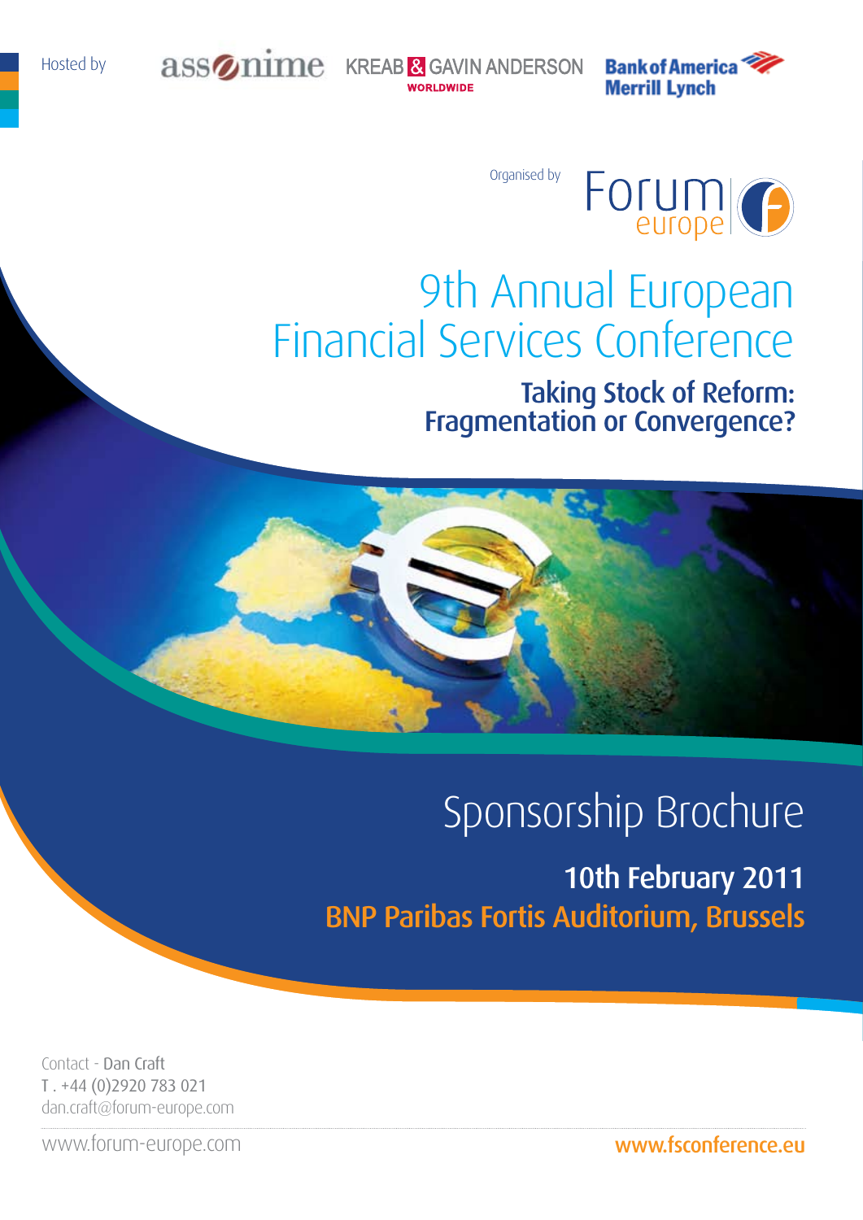Hosted by

assonime KREAB & GAVIN ANDERSON WORLDWIDE Bank of America Merrill Lynch

Organised by

Forum europe

# 9th Annual European Financial Services Conference

## Taking Stock of Reform: Fragmentation or Convergence?

# Sponsorship Brochure

**10th February 2011**

**BNP Paribas Fortis Auditorium, Brussels**

Contact - Dan Craft
T . +44 (0)2920 783 021
dan.craft@forum-europe.com

www.forum-europe.com

**www.fsconference.eu**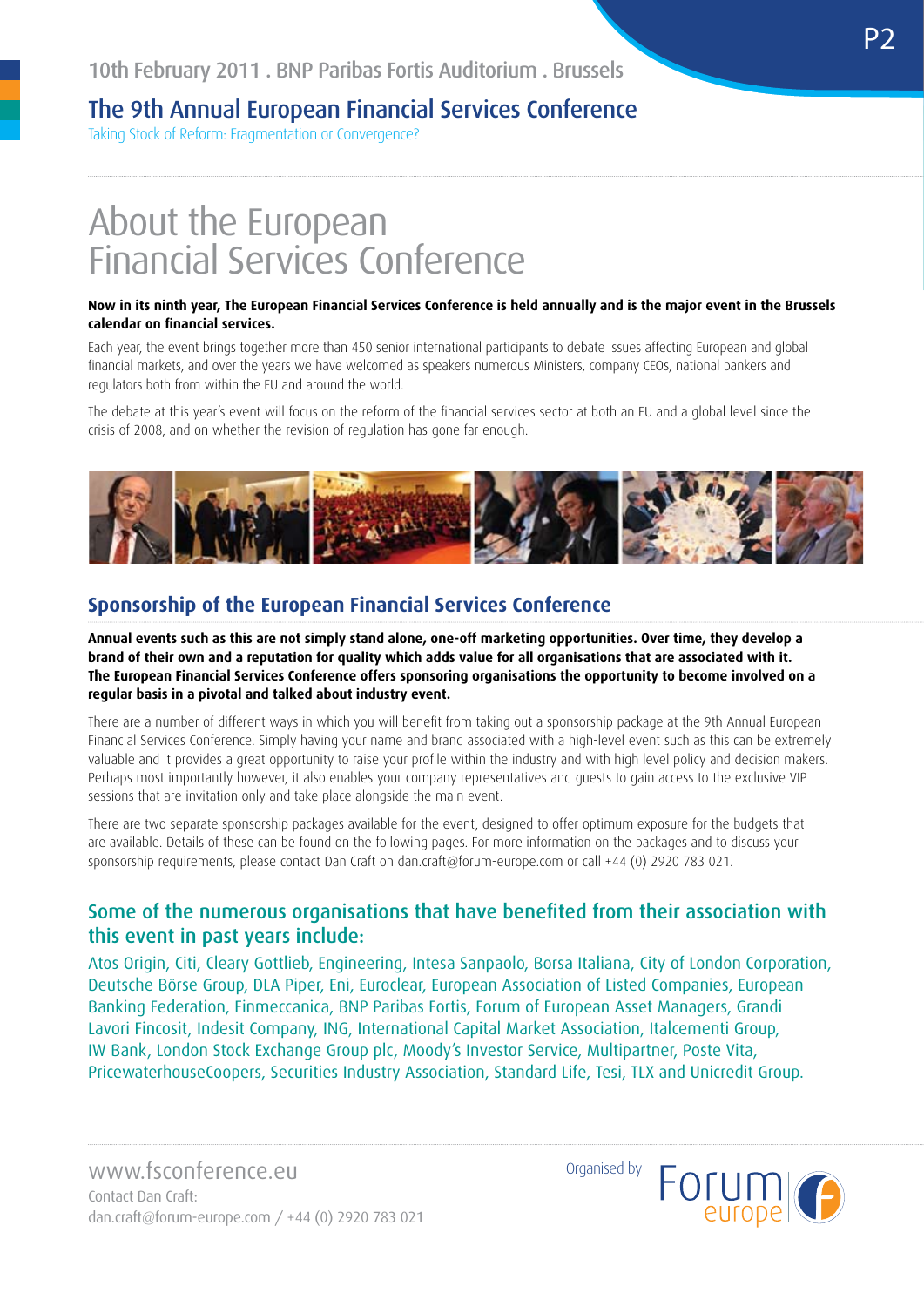# About the European Financial Services Conference

**Now in its ninth year, The European Financial Services Conference is held annually and is the major event in the Brussels calendar on financial services.**

Each year, the event brings together more than 450 senior international participants to debate issues affecting European and global financial markets, and over the years we have welcomed as speakers numerous Ministers, company CEOs, national bankers and regulators both from within the EU and around the world.

The debate at this year's event will focus on the reform of the financial services sector at both an EU and a global level since the crisis of 2008, and on whether the revision of regulation has gone far enough.

## Sponsorship of the European Financial Services Conference

**Annual events such as this are not simply stand alone, one-off marketing opportunities. Over time, they develop a brand of their own and a reputation for quality which adds value for all organisations that are associated with it. The European Financial Services Conference offers sponsoring organisations the opportunity to become involved on a regular basis in a pivotal and talked about industry event.**

There are a number of different ways in which you will benefit from taking out a sponsorship package at the 9th Annual European Financial Services Conference. Simply having your name and brand associated with a high-level event such as this can be extremely valuable and it provides a great opportunity to raise your profile within the industry and with high level policy and decision makers. Perhaps most importantly however, it also enables your company representatives and guests to gain access to the exclusive VIP sessions that are invitation only and take place alongside the main event.

There are two separate sponsorship packages available for the event, designed to offer optimum exposure for the budgets that are available. Details of these can be found on the following pages. For more information on the packages and to discuss your sponsorship requirements, please contact Dan Craft on dan.craft@forum-europe.com or call +44 (0) 2920 783 021.

## Some of the numerous organisations that have benefited from their association with this event in past years include:

Atos Origin, Citi, Cleary Gottlieb, Engineering, Intesa Sanpaolo, Borsa Italiana, City of London Corporation, Deutsche Börse Group, DLA Piper, Eni, Euroclear, European Association of Listed Companies, European Banking Federation, Finmeccanica, BNP Paribas Fortis, Forum of European Asset Managers, Grandi Lavori Fincosit, Indesit Company, ING, International Capital Market Association, Italcementi Group, IW Bank, London Stock Exchange Group plc, Moody's Investor Service, Multipartner, Poste Vita, PricewaterhouseCoopers, Securities Industry Association, Standard Life, Tesi, TLX and Unicredit Group.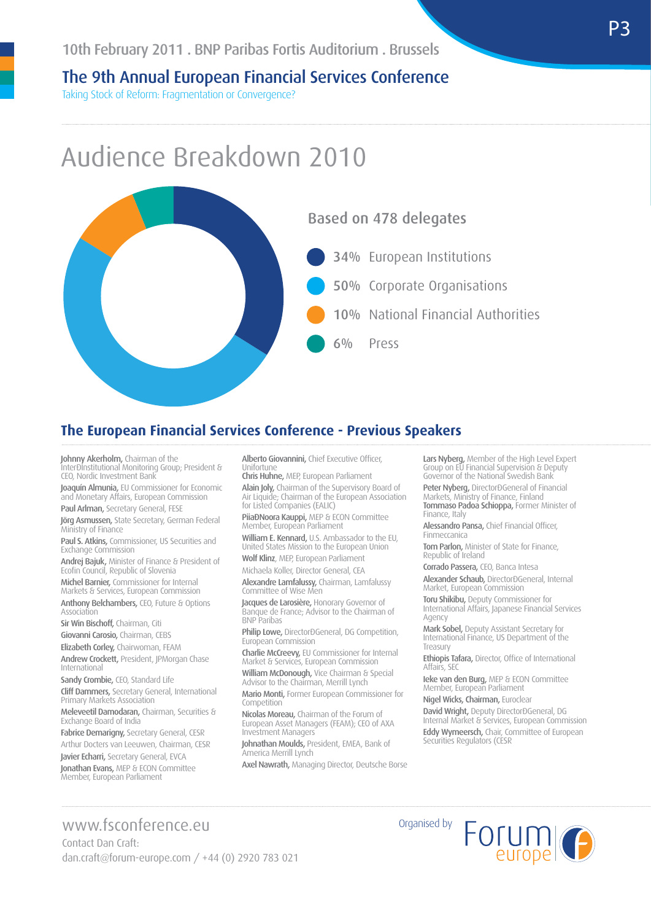10th February 2011 . BNP Paribas Fortis Auditorium . Brussels

## The 9th Annual European Financial Services Conference

Taking Stock of Reform: Fragmentation or Convergence?

# Audience Breakdown 2010

Based on 478 delegates

- 34% European Institutions
- 50% Corporate Organisations
- 10% National Financial Authorities
- 6% Press

## The European Financial Services Conference - Previous Speakers

**Johnny Akerholm,** Chairman of the InterÐInstitutional Monitoring Group; President & CEO, Nordic Investment Bank

**Joaquín Almunia,** EU Commissioner for Economic and Monetary Affairs, European Commission

**Paul Arlman,** Secretary General, FESE

**Jörg Asmussen,** State Secretary, German Federal Ministry of Finance

**Paul S. Atkins,** Commissioner, US Securities and Exchange Commission

**Andrej Bajuk,** Minister of Finance & President of Ecofin Council, Republic of Slovenia

**Michel Barnier,** Commissioner for Internal Markets & Services, European Commission

**Anthony Belchambers,** CEO, Future & Options Association

**Sir Win Bischoff,** Chairman, Citi

**Giovanni Carosio,** Chairman, CEBS

**Elizabeth Corley,** Chairwoman, FEAM

**Andrew Crockett,** President, JPMorgan Chase International

**Sandy Crombie,** CEO, Standard Life

**Cliff Dammers,** Secretary General, International Primary Markets Association

**Meleveetil Damodaran,** Chairman, Securities & Exchange Board of India

**Fabrice Demarigny,** Secretary General, CESR

Arthur Docters van Leeuwen, Chairman, CESR

**Javier Echarri,** Secretary General, EVCA

**Jonathan Evans,** MEP & ECON Committee Member, European Parliament

**Alberto Giovannini,** Chief Executive Officer, Unifortune

**Chris Huhne,** MEP, European Parliament

**Alain Joly,** Chairman of the Supervisory Board of Air Liquide; Chairman of the European Association for Listed Companies (EALIC)

**PiiaÐNoora Kauppi,** MEP & ECON Committee Member, European Parliament

**William E. Kennard,** U.S. Ambassador to the EU, United States Mission to the European Union

**Wolf Klinz,** MEP, European Parliament

Michaela Koller, Director General, CEA

**Alexandre Lamfalussy,** Chairman, Lamfalussy Committee of Wise Men

**Jacques de Larosière,** Honorary Governor of Banque de France; Advisor to the Chairman of BNP Paribas

**Philip Lowe,** DirectorÐGeneral, DG Competition, European Commission

**Charlie McCreevy,** EU Commissioner for Internal Market & Services, European Commission

**William McDonough,** Vice Chairman & Special Advisor to the Chairman, Merrill Lynch

**Mario Monti,** Former European Commissioner for Competition

**Nicolas Moreau,** Chairman of the Forum of European Asset Managers (FEAM); CEO of AXA Investment Managers

**Johnathan Moulds,** President, EMEA, Bank of America Merrill Lynch

**Axel Nawrath,** Managing Director, Deutsche Borse

**Lars Nyberg,** Member of the High Level Expert Group on EU Financial Supervision & Deputy Governor of the National Swedish Bank

**Peter Nyberg,** DirectorÐGeneral of Financial Markets, Ministry of Finance, Finland

**Tommaso Padoa Schioppa,** Former Minister of Finance, Italy

**Alessandro Pansa,** Chief Financial Officer, Finmeccanica

**Tom Parlon,** Minister of State for Finance, Republic of Ireland

**Corrado Passera,** CEO, Banca Intesa

**Alexander Schaub,** DirectorÐGeneral, Internal Market, European Commission

**Toru Shikibu,** Deputy Commissioner for International Affairs, Japanese Financial Services Agency

**Mark Sobel,** Deputy Assistant Secretary for International Finance, US Department of the Treasury

**Ethiopis Tafara,** Director, Office of International Affairs, SEC

**Ieke van den Burg,** MEP & ECON Committee Member, European Parliament

**Nigel Wicks, Chairman,** Euroclear

**David Wright,** Deputy DirectorÐGeneral, DG Internal Market & Services, European Commission

**Eddy Wymeersch,** Chair, Committee of European Securities Regulators (CESR

www.fsconference.eu

Contact Dan Craft:
dan.craft@forum-europe.com / +44 (0) 2920 783 021

Organised by Forum europe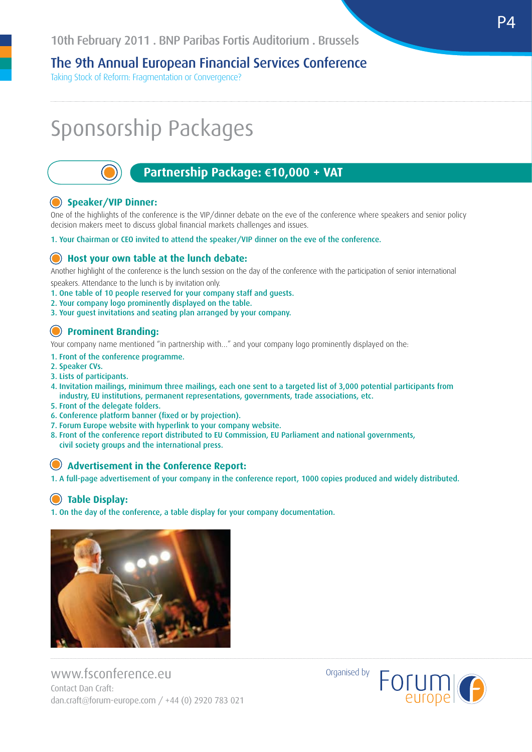10th February 2011 . BNP Paribas Fortis Auditorium . Brussels

## The 9th Annual European Financial Services Conference

Taking Stock of Reform: Fragmentation or Convergence?

# Sponsorship Packages

## Partnership Package: €10,000 + VAT

### Speaker/VIP Dinner:

One of the highlights of the conference is the VIP/dinner debate on the eve of the conference where speakers and senior policy decision makers meet to discuss global financial markets challenges and issues.

1. Your Chairman or CEO invited to attend the speaker/VIP dinner on the eve of the conference.

### Host your own table at the lunch debate:

Another highlight of the conference is the lunch session on the day of the conference with the participation of senior international speakers. Attendance to the lunch is by invitation only.

1. One table of 10 people reserved for your company staff and guests.
2. Your company logo prominently displayed on the table.
3. Your guest invitations and seating plan arranged by your company.

### Prominent Branding:

Your company name mentioned "in partnership with..." and your company logo prominently displayed on the:

1. Front of the conference programme.
2. Speaker CVs.
3. Lists of participants.
4. Invitation mailings, minimum three mailings, each one sent to a targeted list of 3,000 potential participants from industry, EU institutions, permanent representations, governments, trade associations, etc.
5. Front of the delegate folders.
6. Conference platform banner (fixed or by projection).
7. Forum Europe website with hyperlink to your company website.
8. Front of the conference report distributed to EU Commission, EU Parliament and national governments, civil society groups and the international press.

### Advertisement in the Conference Report:

1. A full-page advertisement of your company in the conference report, 1000 copies produced and widely distributed.

### Table Display:

1. On the day of the conference, a table display for your company documentation.

www.fsconference.eu
Contact Dan Craft:
dan.craft@forum-europe.com / +44 (0) 2920 783 021

Organised by Forum europe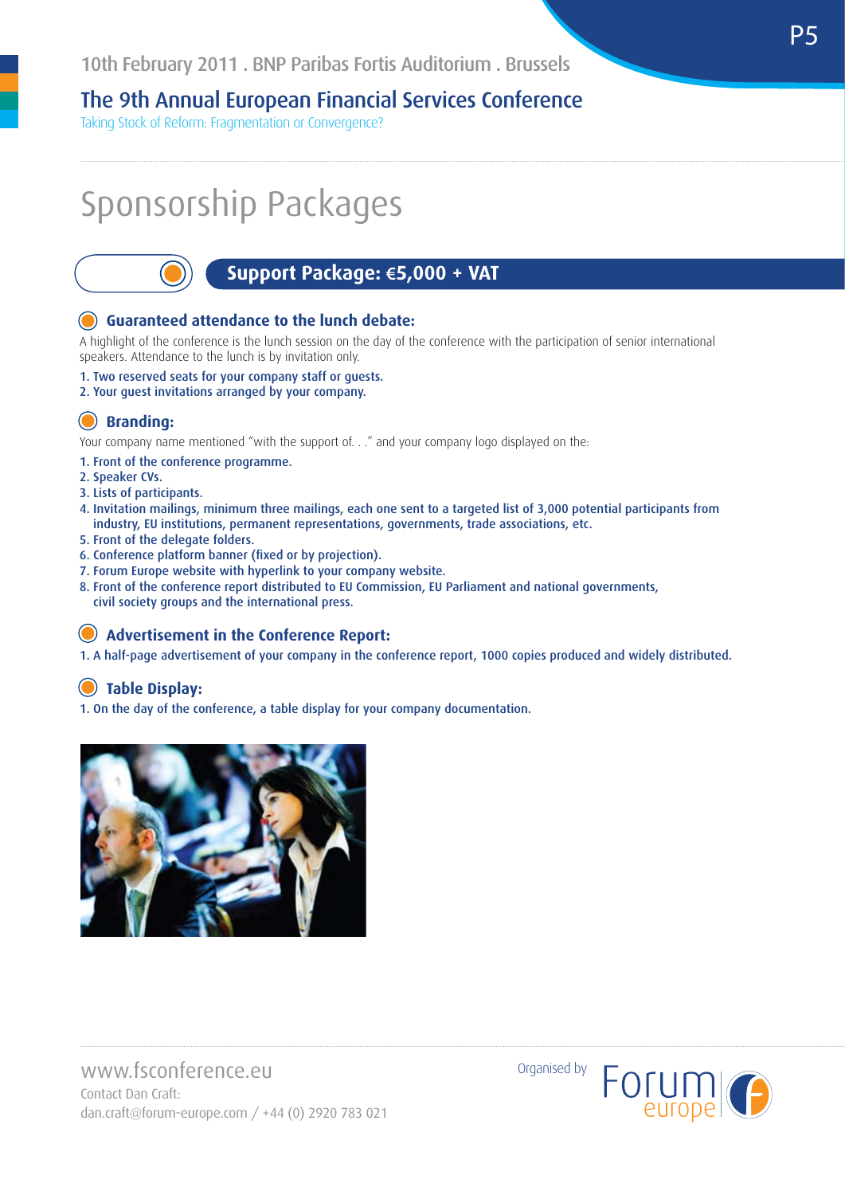# Sponsorship Packages

## Support Package: €5,000 + VAT

### Guaranteed attendance to the lunch debate:

A highlight of the conference is the lunch session on the day of the conference with the participation of senior international speakers. Attendance to the lunch is by invitation only.

1. Two reserved seats for your company staff or guests.
2. Your guest invitations arranged by your company.

### Branding:

Your company name mentioned "with the support of. . ." and your company logo displayed on the:

1. Front of the conference programme.
2. Speaker CVs.
3. Lists of participants.
4. Invitation mailings, minimum three mailings, each one sent to a targeted list of 3,000 potential participants from industry, EU institutions, permanent representations, governments, trade associations, etc.
5. Front of the delegate folders.
6. Conference platform banner (fixed or by projection).
7. Forum Europe website with hyperlink to your company website.
8. Front of the conference report distributed to EU Commission, EU Parliament and national governments, civil society groups and the international press.

### Advertisement in the Conference Report:

1. A half-page advertisement of your company in the conference report, 1000 copies produced and widely distributed.

### Table Display:

1. On the day of the conference, a table display for your company documentation.

www.fsconference.eu
Contact Dan Craft:
dan.craft@forum-europe.com / +44 (0) 2920 783 021

Organised by Forum europe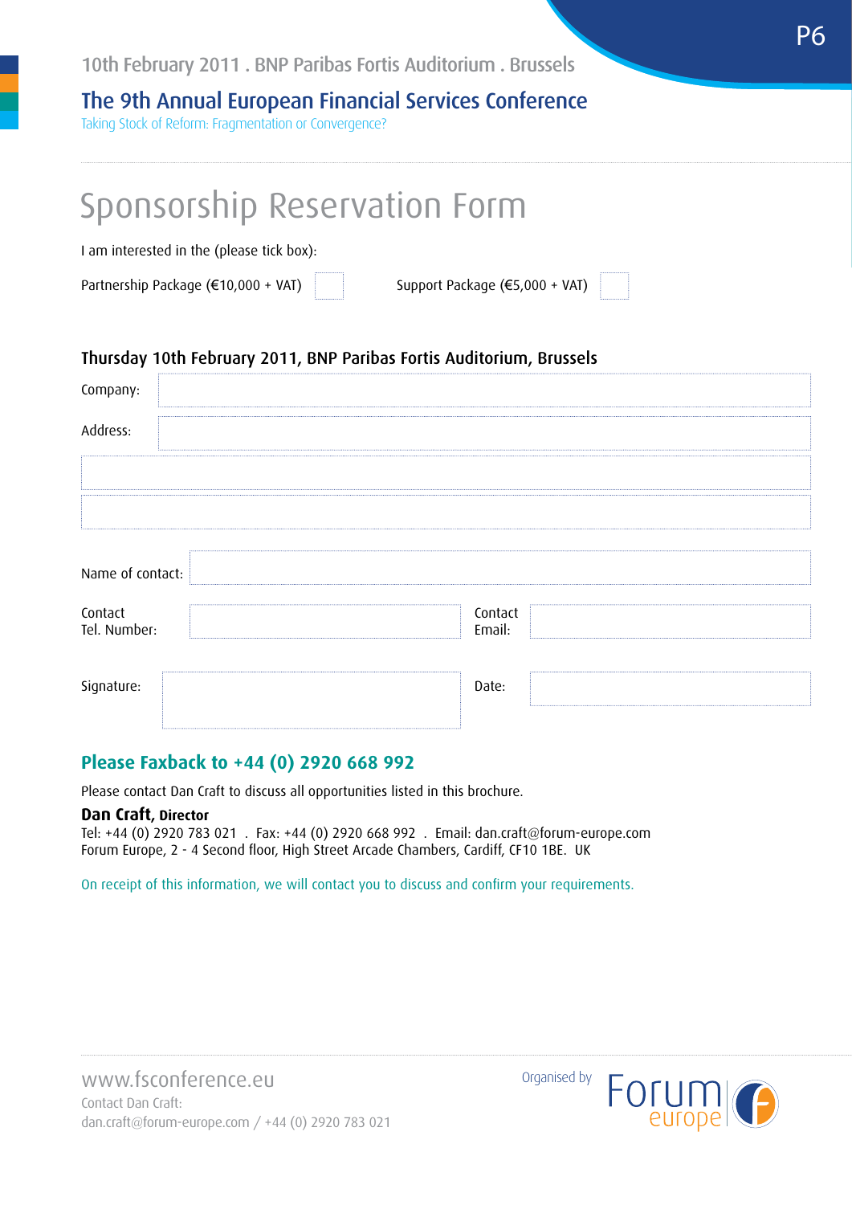# Sponsorship Reservation Form

I am interested in the (please tick box):

Partnership Package (€10,000 + VAT) ☐   Support Package (€5,000 + VAT) ☐

### Thursday 10th February 2011, BNP Paribas Fortis Auditorium, Brussels

Company:

Address:

Name of contact:

Contact Tel. Number:   Contact Email:

Signature:   Date:

## Please Faxback to +44 (0) 2920 668 992

Please contact Dan Craft to discuss all opportunities listed in this brochure.

**Dan Craft, Director**
Tel: +44 (0) 2920 783 021 . Fax: +44 (0) 2920 668 992 . Email: dan.craft@forum-europe.com
Forum Europe, 2 - 4 Second floor, High Street Arcade Chambers, Cardiff, CF10 1BE. UK

On receipt of this information, we will contact you to discuss and confirm your requirements.